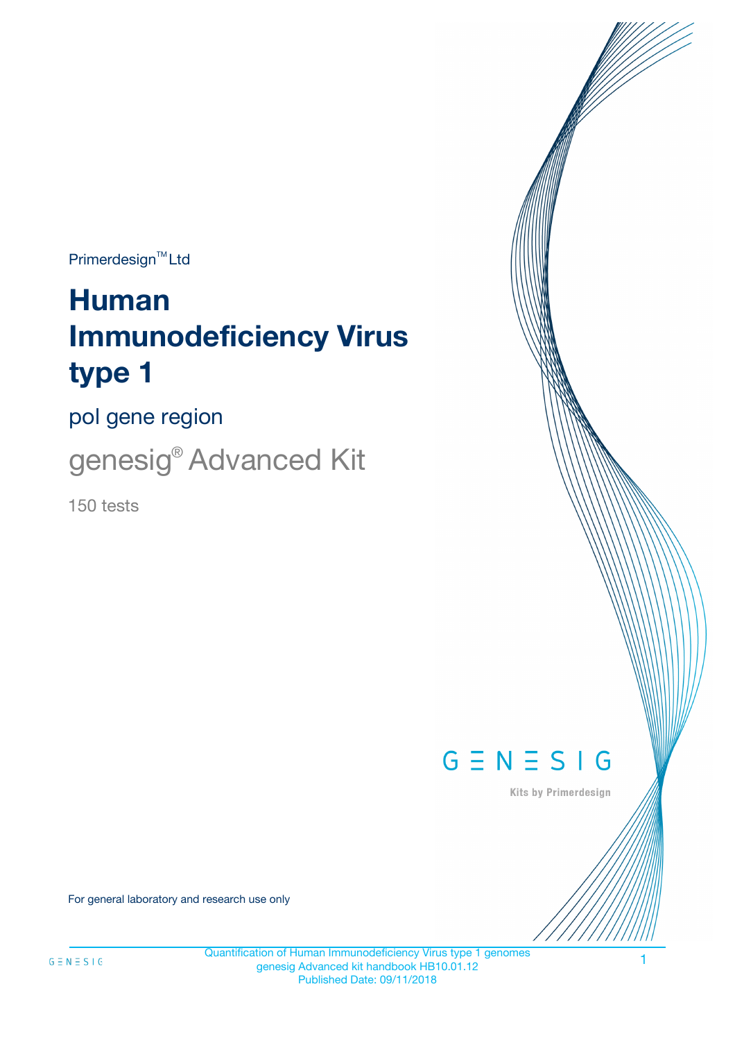Primerdesign™ Ltd

# Human Immunodeficiency Virus type 1

## pol gene region

## genesig® Advanced Kit

150 tests

GENESIG

Kits by Primerdesign

For general laboratory and research use only

Quantification of Human Immunodeficiency Virus type 1 genomes
genesig Advanced kit handbook HB10.01.12
Published Date: 09/11/2018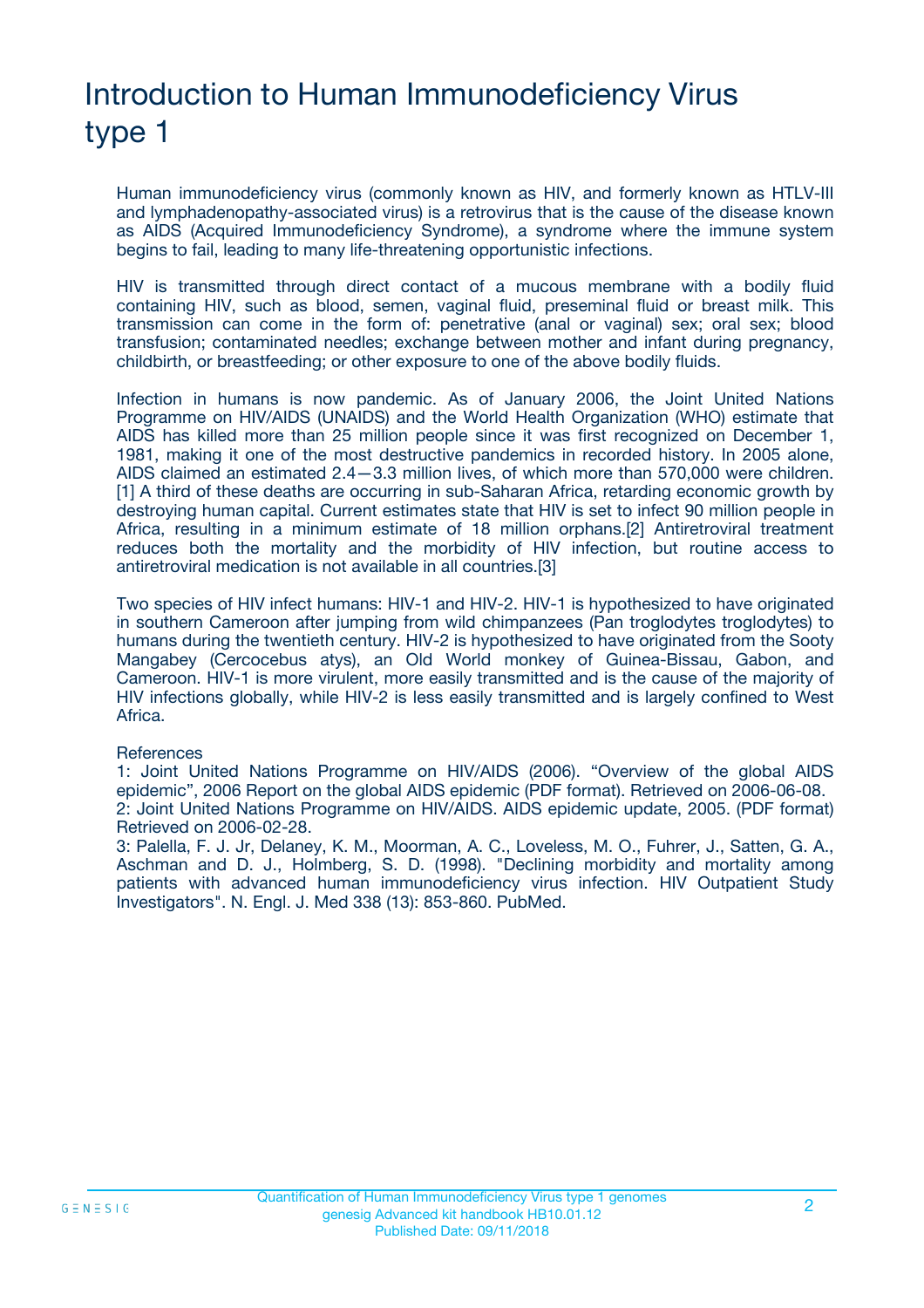# Introduction to Human Immunodeficiency Virus type 1

Human immunodeficiency virus (commonly known as HIV, and formerly known as HTLV-III and lymphadenopathy-associated virus) is a retrovirus that is the cause of the disease known as AIDS (Acquired Immunodeficiency Syndrome), a syndrome where the immune system begins to fail, leading to many life-threatening opportunistic infections.

HIV is transmitted through direct contact of a mucous membrane with a bodily fluid containing HIV, such as blood, semen, vaginal fluid, preseminal fluid or breast milk. This transmission can come in the form of: penetrative (anal or vaginal) sex; oral sex; blood transfusion; contaminated needles; exchange between mother and infant during pregnancy, childbirth, or breastfeeding; or other exposure to one of the above bodily fluids.

Infection in humans is now pandemic. As of January 2006, the Joint United Nations Programme on HIV/AIDS (UNAIDS) and the World Health Organization (WHO) estimate that AIDS has killed more than 25 million people since it was first recognized on December 1, 1981, making it one of the most destructive pandemics in recorded history. In 2005 alone, AIDS claimed an estimated 2.4—3.3 million lives, of which more than 570,000 were children.[1] A third of these deaths are occurring in sub-Saharan Africa, retarding economic growth by destroying human capital. Current estimates state that HIV is set to infect 90 million people in Africa, resulting in a minimum estimate of 18 million orphans.[2] Antiretroviral treatment reduces both the mortality and the morbidity of HIV infection, but routine access to antiretroviral medication is not available in all countries.[3]

Two species of HIV infect humans: HIV-1 and HIV-2. HIV-1 is hypothesized to have originated in southern Cameroon after jumping from wild chimpanzees (Pan troglodytes troglodytes) to humans during the twentieth century. HIV-2 is hypothesized to have originated from the Sooty Mangabey (Cercocebus atys), an Old World monkey of Guinea-Bissau, Gabon, and Cameroon. HIV-1 is more virulent, more easily transmitted and is the cause of the majority of HIV infections globally, while HIV-2 is less easily transmitted and is largely confined to West Africa.

References

1: Joint United Nations Programme on HIV/AIDS (2006). "Overview of the global AIDS epidemic", 2006 Report on the global AIDS epidemic (PDF format). Retrieved on 2006-06-08.

2: Joint United Nations Programme on HIV/AIDS. AIDS epidemic update, 2005. (PDF format) Retrieved on 2006-02-28.

3: Palella, F. J. Jr, Delaney, K. M., Moorman, A. C., Loveless, M. O., Fuhrer, J., Satten, G. A., Aschman and D. J., Holmberg, S. D. (1998). "Declining morbidity and mortality among patients with advanced human immunodeficiency virus infection. HIV Outpatient Study Investigators". N. Engl. J. Med 338 (13): 853-860. PubMed.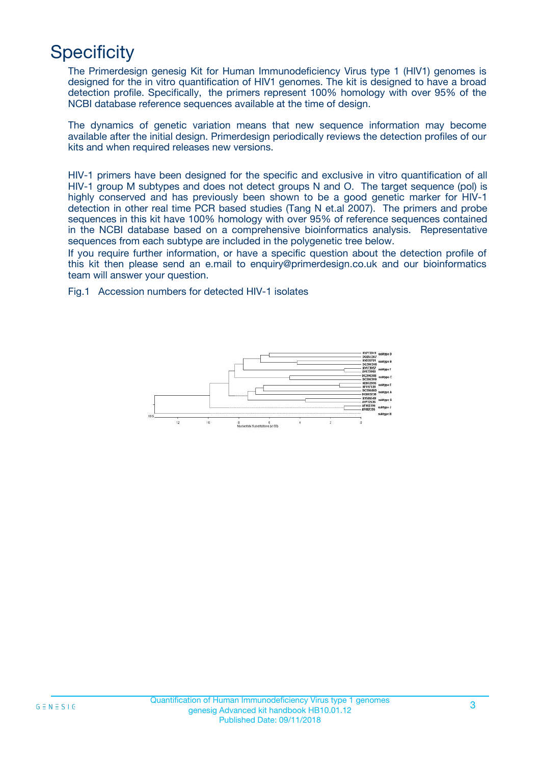# Specificity

The Primerdesign genesig Kit for Human Immunodeficiency Virus type 1 (HIV1) genomes is designed for the in vitro quantification of HIV1 genomes. The kit is designed to have a broad detection profile. Specifically, the primers represent 100% homology with over 95% of the NCBI database reference sequences available at the time of design.

The dynamics of genetic variation means that new sequence information may become available after the initial design. Primerdesign periodically reviews the detection profiles of our kits and when required releases new versions.

HIV-1 primers have been designed for the specific and exclusive in vitro quantification of all HIV-1 group M subtypes and does not detect groups N and O. The target sequence (pol) is highly conserved and has previously been shown to be a good genetic marker for HIV-1 detection in other real time PCR based studies (Tang N et.al 2007). The primers and probe sequences in this kit have 100% homology with over 95% of reference sequences contained in the NCBI database based on a comprehensive bioinformatics analysis. Representative sequences from each subtype are included in the polygenetic tree below.

If you require further information, or have a specific question about the detection profile of this kit then please send an e.mail to enquiry@primerdesign.co.uk and our bioinformatics team will answer your question.

Fig.1 Accession numbers for detected HIV-1 isolates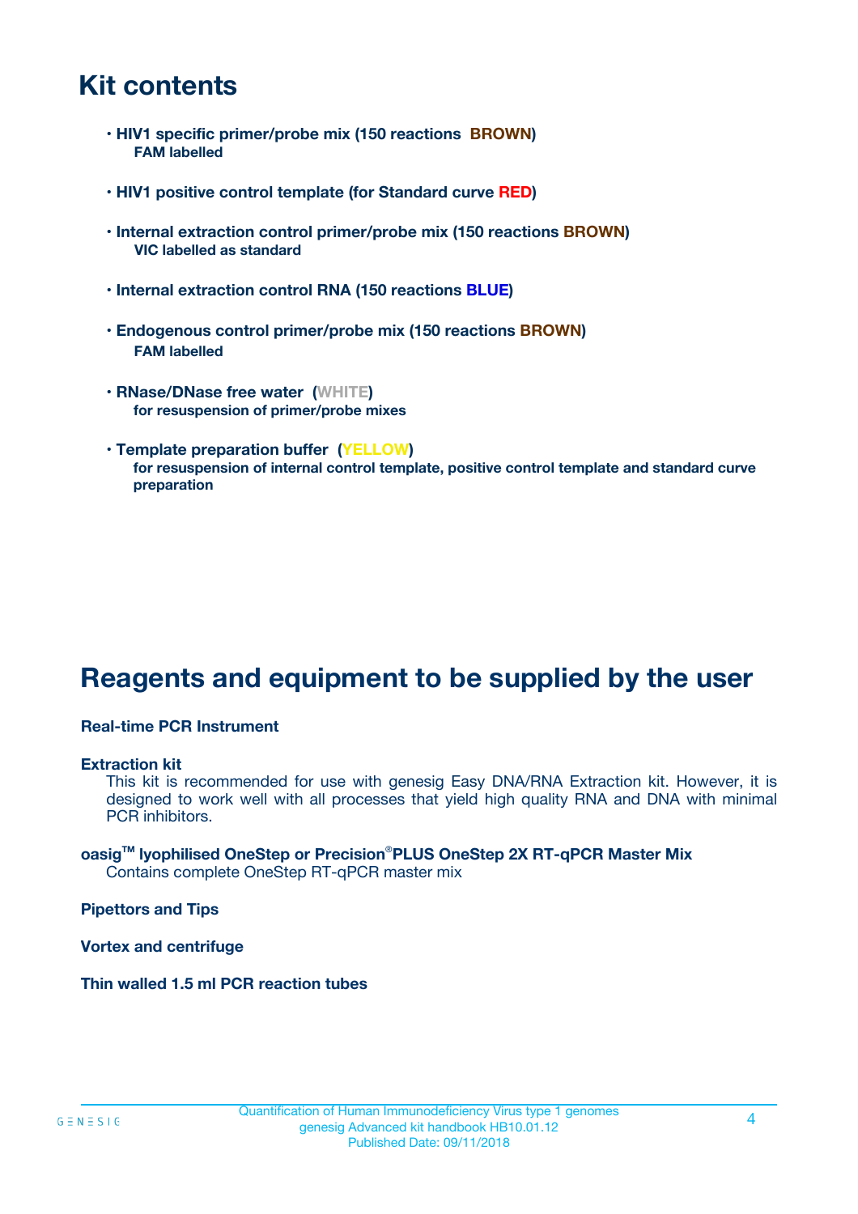# Kit contents

- **HIV1 specific primer/probe mix (150 reactions BROWN)**
  **FAM labelled**

- **HIV1 positive control template (for Standard curve RED)**

- **Internal extraction control primer/probe mix (150 reactions BROWN)**
  **VIC labelled as standard**

- **Internal extraction control RNA (150 reactions BLUE)**

- **Endogenous control primer/probe mix (150 reactions BROWN)**
  **FAM labelled**

- **RNase/DNase free water (WHITE)**
  **for resuspension of primer/probe mixes**

- **Template preparation buffer (YELLOW)**
  **for resuspension of internal control template, positive control template and standard curve preparation**

# Reagents and equipment to be supplied by the user

**Real-time PCR Instrument**

**Extraction kit**
This kit is recommended for use with genesig Easy DNA/RNA Extraction kit. However, it is designed to work well with all processes that yield high quality RNA and DNA with minimal PCR inhibitors.

**oasig™ lyophilised OneStep or Precision®PLUS OneStep 2X RT-qPCR Master Mix**
Contains complete OneStep RT-qPCR master mix

**Pipettors and Tips**

**Vortex and centrifuge**

**Thin walled 1.5 ml PCR reaction tubes**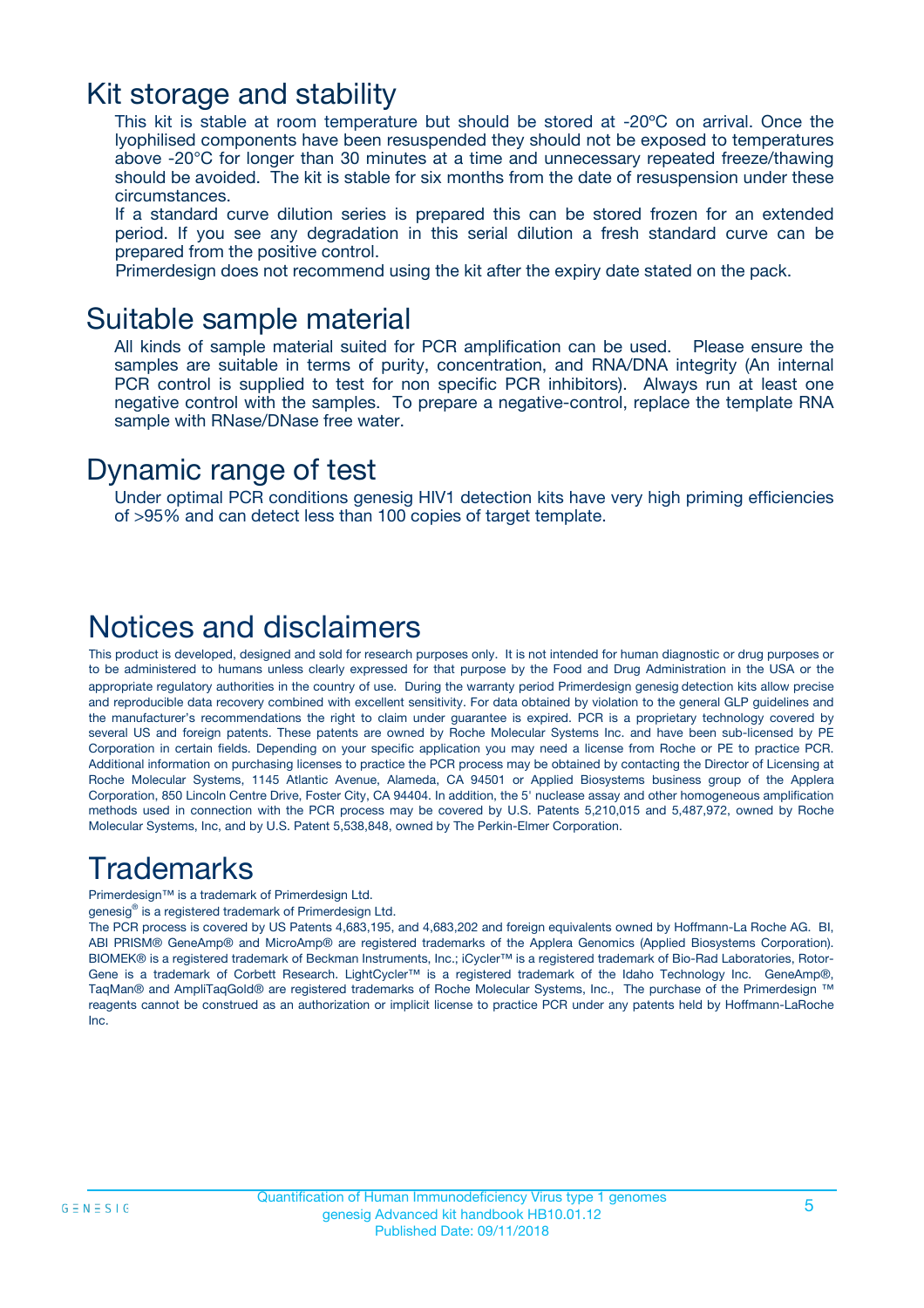## Kit storage and stability

This kit is stable at room temperature but should be stored at -20ºC on arrival. Once the lyophilised components have been resuspended they should not be exposed to temperatures above -20°C for longer than 30 minutes at a time and unnecessary repeated freeze/thawing should be avoided. The kit is stable for six months from the date of resuspension under these circumstances.

If a standard curve dilution series is prepared this can be stored frozen for an extended period. If you see any degradation in this serial dilution a fresh standard curve can be prepared from the positive control.

Primerdesign does not recommend using the kit after the expiry date stated on the pack.

## Suitable sample material

All kinds of sample material suited for PCR amplification can be used. Please ensure the samples are suitable in terms of purity, concentration, and RNA/DNA integrity (An internal PCR control is supplied to test for non specific PCR inhibitors). Always run at least one negative control with the samples. To prepare a negative-control, replace the template RNA sample with RNase/DNase free water.

## Dynamic range of test

Under optimal PCR conditions genesig HIV1 detection kits have very high priming efficiencies of >95% and can detect less than 100 copies of target template.

## Notices and disclaimers

This product is developed, designed and sold for research purposes only. It is not intended for human diagnostic or drug purposes or to be administered to humans unless clearly expressed for that purpose by the Food and Drug Administration in the USA or the appropriate regulatory authorities in the country of use. During the warranty period Primerdesign genesig detection kits allow precise and reproducible data recovery combined with excellent sensitivity. For data obtained by violation to the general GLP guidelines and the manufacturer's recommendations the right to claim under guarantee is expired. PCR is a proprietary technology covered by several US and foreign patents. These patents are owned by Roche Molecular Systems Inc. and have been sub-licensed by PE Corporation in certain fields. Depending on your specific application you may need a license from Roche or PE to practice PCR. Additional information on purchasing licenses to practice the PCR process may be obtained by contacting the Director of Licensing at Roche Molecular Systems, 1145 Atlantic Avenue, Alameda, CA 94501 or Applied Biosystems business group of the Applera Corporation, 850 Lincoln Centre Drive, Foster City, CA 94404. In addition, the 5' nuclease assay and other homogeneous amplification methods used in connection with the PCR process may be covered by U.S. Patents 5,210,015 and 5,487,972, owned by Roche Molecular Systems, Inc, and by U.S. Patent 5,538,848, owned by The Perkin-Elmer Corporation.

## Trademarks

Primerdesign™ is a trademark of Primerdesign Ltd.

genesig® is a registered trademark of Primerdesign Ltd.

The PCR process is covered by US Patents 4,683,195, and 4,683,202 and foreign equivalents owned by Hoffmann-La Roche AG. BI, ABI PRISM® GeneAmp® and MicroAmp® are registered trademarks of the Applera Genomics (Applied Biosystems Corporation). BIOMEK® is a registered trademark of Beckman Instruments, Inc.; iCycler™ is a registered trademark of Bio-Rad Laboratories, Rotor-Gene is a trademark of Corbett Research. LightCycler™ is a registered trademark of the Idaho Technology Inc. GeneAmp®, TaqMan® and AmpliTaqGold® are registered trademarks of Roche Molecular Systems, Inc., The purchase of the Primerdesign ™ reagents cannot be construed as an authorization or implicit license to practice PCR under any patents held by Hoffmann-LaRoche Inc.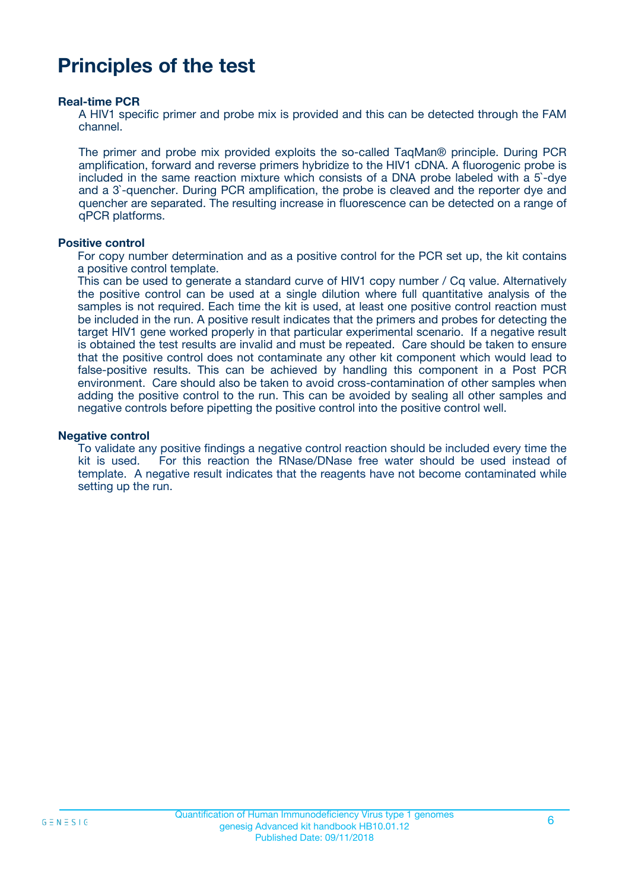# Principles of the test

**Real-time PCR**

A HIV1 specific primer and probe mix is provided and this can be detected through the FAM channel.

The primer and probe mix provided exploits the so-called TaqMan® principle. During PCR amplification, forward and reverse primers hybridize to the HIV1 cDNA. A fluorogenic probe is included in the same reaction mixture which consists of a DNA probe labeled with a 5`-dye and a 3`-quencher. During PCR amplification, the probe is cleaved and the reporter dye and quencher are separated. The resulting increase in fluorescence can be detected on a range of qPCR platforms.

**Positive control**

For copy number determination and as a positive control for the PCR set up, the kit contains a positive control template.
This can be used to generate a standard curve of HIV1 copy number / Cq value. Alternatively the positive control can be used at a single dilution where full quantitative analysis of the samples is not required. Each time the kit is used, at least one positive control reaction must be included in the run. A positive result indicates that the primers and probes for detecting the target HIV1 gene worked properly in that particular experimental scenario. If a negative result is obtained the test results are invalid and must be repeated. Care should be taken to ensure that the positive control does not contaminate any other kit component which would lead to false-positive results. This can be achieved by handling this component in a Post PCR environment. Care should also be taken to avoid cross-contamination of other samples when adding the positive control to the run. This can be avoided by sealing all other samples and negative controls before pipetting the positive control into the positive control well.

**Negative control**

To validate any positive findings a negative control reaction should be included every time the kit is used. For this reaction the RNase/DNase free water should be used instead of template. A negative result indicates that the reagents have not become contaminated while setting up the run.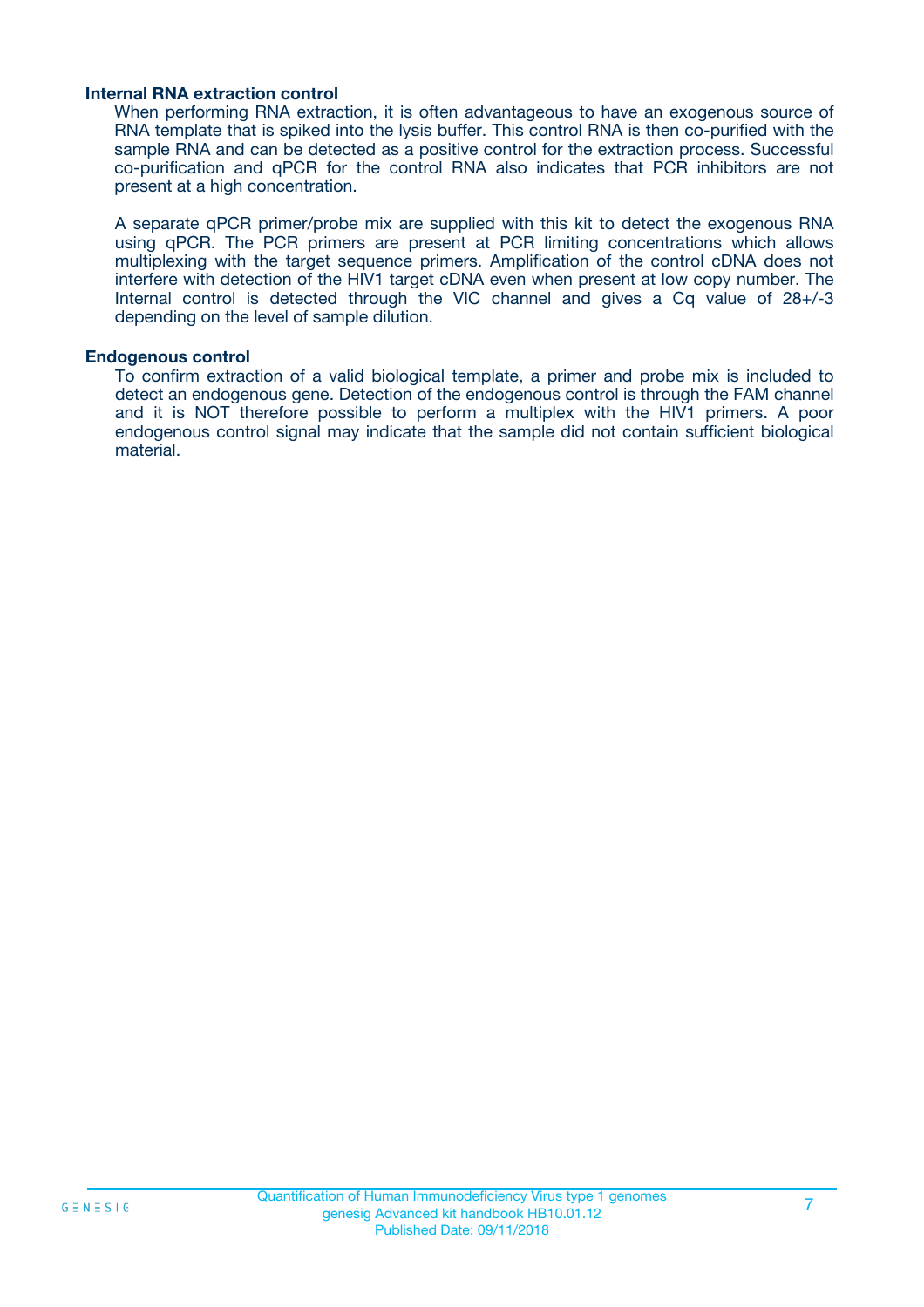### Internal RNA extraction control

When performing RNA extraction, it is often advantageous to have an exogenous source of RNA template that is spiked into the lysis buffer. This control RNA is then co-purified with the sample RNA and can be detected as a positive control for the extraction process. Successful co-purification and qPCR for the control RNA also indicates that PCR inhibitors are not present at a high concentration.

A separate qPCR primer/probe mix are supplied with this kit to detect the exogenous RNA using qPCR. The PCR primers are present at PCR limiting concentrations which allows multiplexing with the target sequence primers. Amplification of the control cDNA does not interfere with detection of the HIV1 target cDNA even when present at low copy number. The Internal control is detected through the VIC channel and gives a Cq value of 28+/-3 depending on the level of sample dilution.

### Endogenous control

To confirm extraction of a valid biological template, a primer and probe mix is included to detect an endogenous gene. Detection of the endogenous control is through the FAM channel and it is NOT therefore possible to perform a multiplex with the HIV1 primers. A poor endogenous control signal may indicate that the sample did not contain sufficient biological material.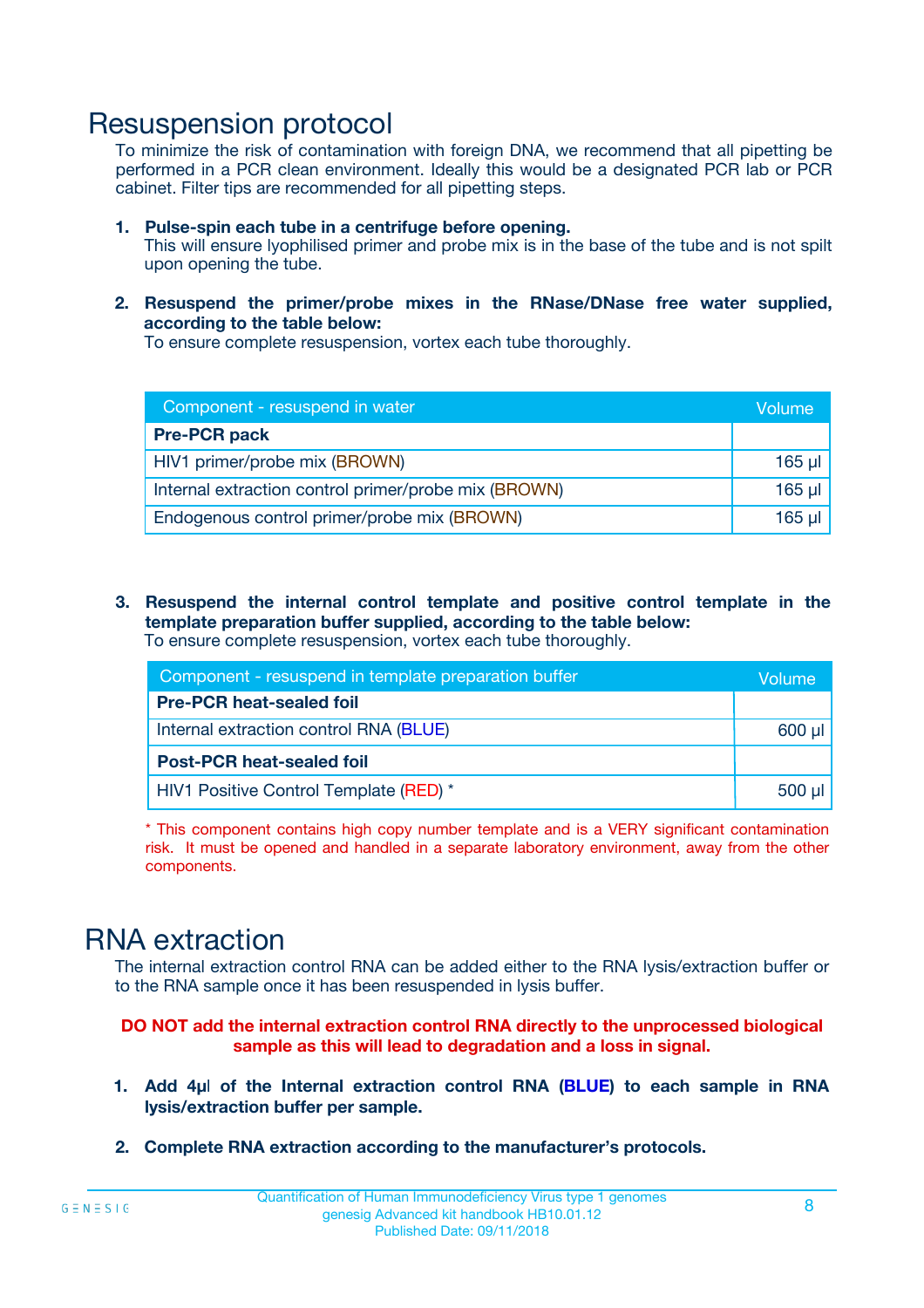# Resuspension protocol

To minimize the risk of contamination with foreign DNA, we recommend that all pipetting be performed in a PCR clean environment. Ideally this would be a designated PCR lab or PCR cabinet. Filter tips are recommended for all pipetting steps.

1. **Pulse-spin each tube in a centrifuge before opening.**
   This will ensure lyophilised primer and probe mix is in the base of the tube and is not spilt upon opening the tube.

2. **Resuspend the primer/probe mixes in the RNase/DNase free water supplied, according to the table below:**
   To ensure complete resuspension, vortex each tube thoroughly.

| Component - resuspend in water | Volume |
|---|---|
| **Pre-PCR pack** | |
| HIV1 primer/probe mix (BROWN) | 165 µl |
| Internal extraction control primer/probe mix (BROWN) | 165 µl |
| Endogenous control primer/probe mix (BROWN) | 165 µl |

3. **Resuspend the internal control template and positive control template in the template preparation buffer supplied, according to the table below:**
   To ensure complete resuspension, vortex each tube thoroughly.

| Component - resuspend in template preparation buffer | Volume |
|---|---|
| **Pre-PCR heat-sealed foil** | |
| Internal extraction control RNA (BLUE) | 600 µl |
| **Post-PCR heat-sealed foil** | |
| HIV1 Positive Control Template (RED) * | 500 µl |

* This component contains high copy number template and is a VERY significant contamination risk. It must be opened and handled in a separate laboratory environment, away from the other components.

# RNA extraction

The internal extraction control RNA can be added either to the RNA lysis/extraction buffer or to the RNA sample once it has been resuspended in lysis buffer.

**DO NOT add the internal extraction control RNA directly to the unprocessed biological sample as this will lead to degradation and a loss in signal.**

1. **Add 4µl of the Internal extraction control RNA (BLUE) to each sample in RNA lysis/extraction buffer per sample.**

2. **Complete RNA extraction according to the manufacturer's protocols.**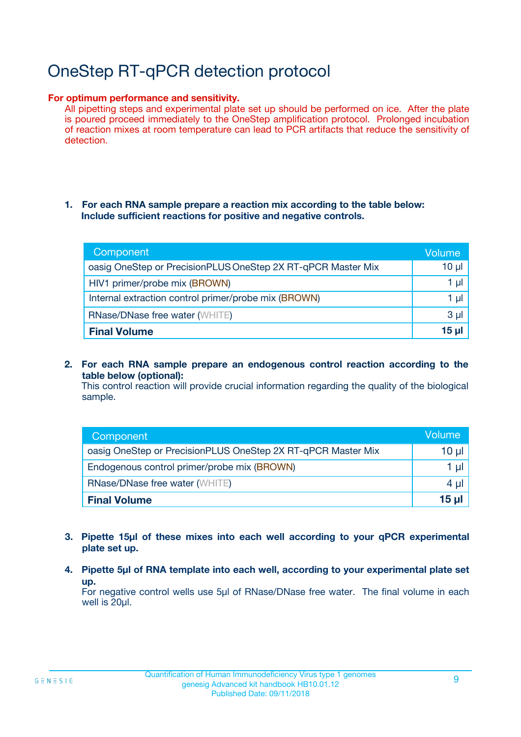# OneStep RT-qPCR detection protocol

**For optimum performance and sensitivity.**

All pipetting steps and experimental plate set up should be performed on ice. After the plate is poured proceed immediately to the OneStep amplification protocol. Prolonged incubation of reaction mixes at room temperature can lead to PCR artifacts that reduce the sensitivity of detection.

1. **For each RNA sample prepare a reaction mix according to the table below: Include sufficient reactions for positive and negative controls.**

| Component | Volume |
| --- | --- |
| oasig OneStep or PrecisionPLUS OneStep 2X RT-qPCR Master Mix | 10 µl |
| HIV1 primer/probe mix (BROWN) | 1 µl |
| Internal extraction control primer/probe mix (BROWN) | 1 µl |
| RNase/DNase free water (WHITE) | 3 µl |
| **Final Volume** | **15 µl** |

2. **For each RNA sample prepare an endogenous control reaction according to the table below (optional):**
   This control reaction will provide crucial information regarding the quality of the biological sample.

| Component | Volume |
| --- | --- |
| oasig OneStep or PrecisionPLUS OneStep 2X RT-qPCR Master Mix | 10 µl |
| Endogenous control primer/probe mix (BROWN) | 1 µl |
| RNase/DNase free water (WHITE) | 4 µl |
| **Final Volume** | **15 µl** |

3. **Pipette 15µl of these mixes into each well according to your qPCR experimental plate set up.**

4. **Pipette 5µl of RNA template into each well, according to your experimental plate set up.**
   For negative control wells use 5µl of RNase/DNase free water. The final volume in each well is 20µl.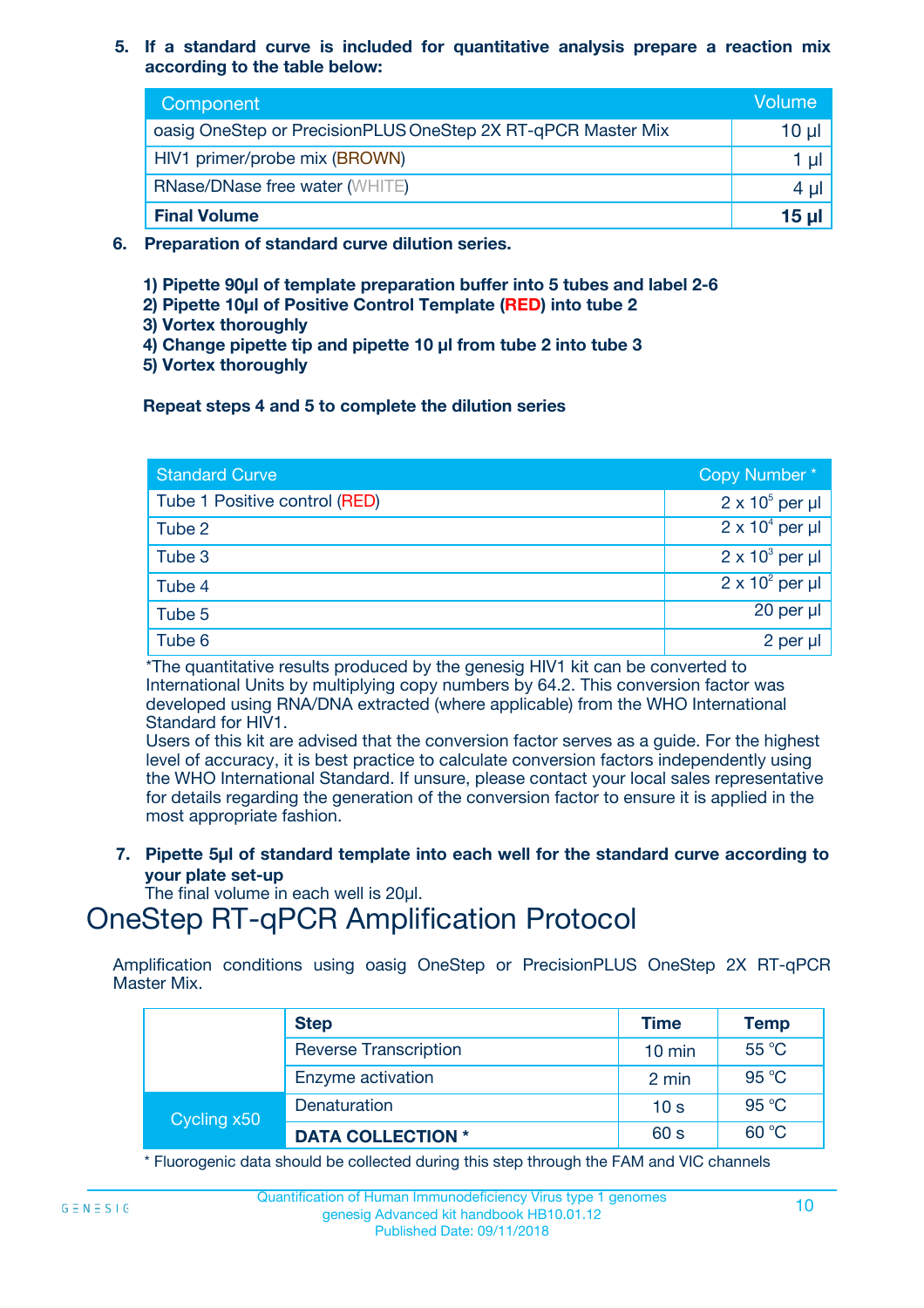5. **If a standard curve is included for quantitative analysis prepare a reaction mix according to the table below:**

| Component | Volume |
|---|---|
| oasig OneStep or PrecisionPLUS OneStep 2X RT-qPCR Master Mix | 10 µl |
| HIV1 primer/probe mix (BROWN) | 1 µl |
| RNase/DNase free water (WHITE) | 4 µl |
| **Final Volume** | **15 µl** |

6. **Preparation of standard curve dilution series.**

   **1) Pipette 90µl of template preparation buffer into 5 tubes and label 2-6**
   **2) Pipette 10µl of Positive Control Template (RED) into tube 2**
   **3) Vortex thoroughly**
   **4) Change pipette tip and pipette 10 µl from tube 2 into tube 3**
   **5) Vortex thoroughly**

   **Repeat steps 4 and 5 to complete the dilution series**

| Standard Curve | Copy Number * |
|---|---|
| Tube 1 Positive control (RED) | $2 \times 10^5$ per µl |
| Tube 2 | $2 \times 10^4$ per µl |
| Tube 3 | $2 \times 10^3$ per µl |
| Tube 4 | $2 \times 10^2$ per µl |
| Tube 5 | 20 per µl |
| Tube 6 | 2 per µl |

*The quantitative results produced by the genesig HIV1 kit can be converted to International Units by multiplying copy numbers by 64.2. This conversion factor was developed using RNA/DNA extracted (where applicable) from the WHO International Standard for HIV1.
Users of this kit are advised that the conversion factor serves as a guide. For the highest level of accuracy, it is best practice to calculate conversion factors independently using the WHO International Standard. If unsure, please contact your local sales representative for details regarding the generation of the conversion factor to ensure it is applied in the most appropriate fashion.

7. **Pipette 5µl of standard template into each well for the standard curve according to your plate set-up**
   The final volume in each well is 20µl.

# OneStep RT-qPCR Amplification Protocol

Amplification conditions using oasig OneStep or PrecisionPLUS OneStep 2X RT-qPCR Master Mix.

| | **Step** | **Time** | **Temp** |
|---|---|---|---|
| | Reverse Transcription | 10 min | 55 °C |
| | Enzyme activation | 2 min | 95 °C |
| Cycling x50 | Denaturation | 10 s | 95 °C |
| | **DATA COLLECTION *** | 60 s | 60 °C |

* Fluorogenic data should be collected during this step through the FAM and VIC channels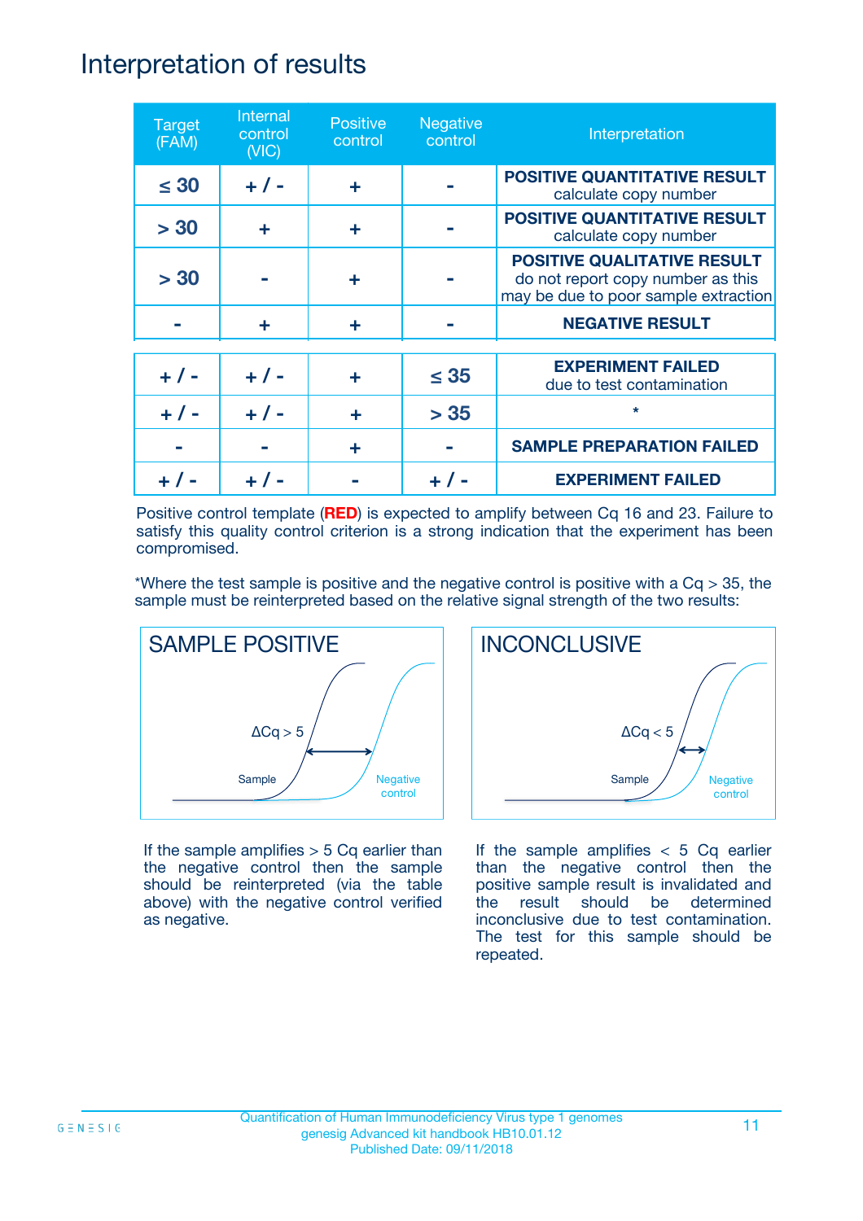# Interpretation of results

| Target (FAM) | Internal control (VIC) | Positive control | Negative control | Interpretation |
|---|---|---|---|---|
| ≤ 30 | + / - | + | - | **POSITIVE QUANTITATIVE RESULT** calculate copy number |
| > 30 | + | + | - | **POSITIVE QUANTITATIVE RESULT** calculate copy number |
| > 30 | - | + | - | **POSITIVE QUALITATIVE RESULT** do not report copy number as this may be due to poor sample extraction |
| - | + | + | - | **NEGATIVE RESULT** |
| + / - | + / - | + | ≤ 35 | **EXPERIMENT FAILED** due to test contamination |
| + / - | + / - | + | > 35 | * |
| - | - | + | - | **SAMPLE PREPARATION FAILED** |
| + / - | + / - | - | + / - | **EXPERIMENT FAILED** |

Positive control template (**RED**) is expected to amplify between Cq 16 and 23. Failure to satisfy this quality control criterion is a strong indication that the experiment has been compromised.

*Where the test sample is positive and the negative control is positive with a Cq > 35, the sample must be reinterpreted based on the relative signal strength of the two results:

**SAMPLE POSITIVE**

ΔCq > 5

Sample — Negative control

If the sample amplifies > 5 Cq earlier than the negative control then the sample should be reinterpreted (via the table above) with the negative control verified as negative.

**INCONCLUSIVE**

ΔCq < 5

Sample — Negative control

If the sample amplifies < 5 Cq earlier than the negative control then the positive sample result is invalidated and the result should be determined inconclusive due to test contamination. The test for this sample should be repeated.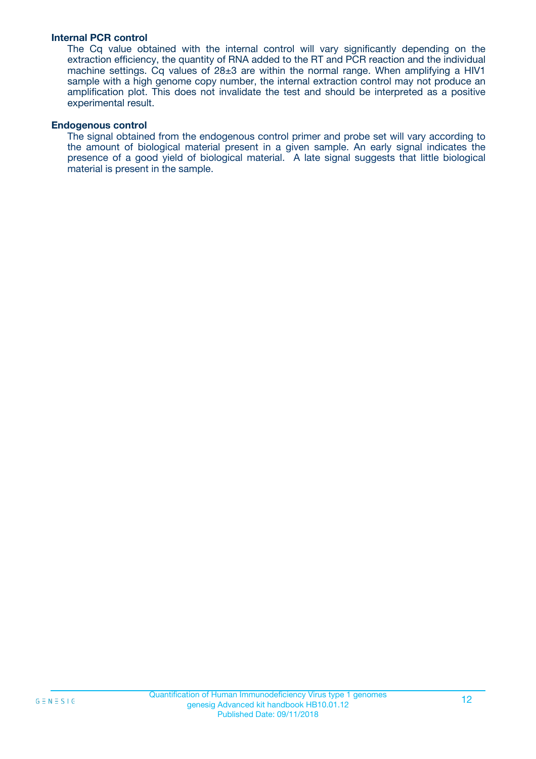**Internal PCR control**

The Cq value obtained with the internal control will vary significantly depending on the extraction efficiency, the quantity of RNA added to the RT and PCR reaction and the individual machine settings. Cq values of 28±3 are within the normal range. When amplifying a HIV1 sample with a high genome copy number, the internal extraction control may not produce an amplification plot. This does not invalidate the test and should be interpreted as a positive experimental result.

**Endogenous control**

The signal obtained from the endogenous control primer and probe set will vary according to the amount of biological material present in a given sample. An early signal indicates the presence of a good yield of biological material. A late signal suggests that little biological material is present in the sample.